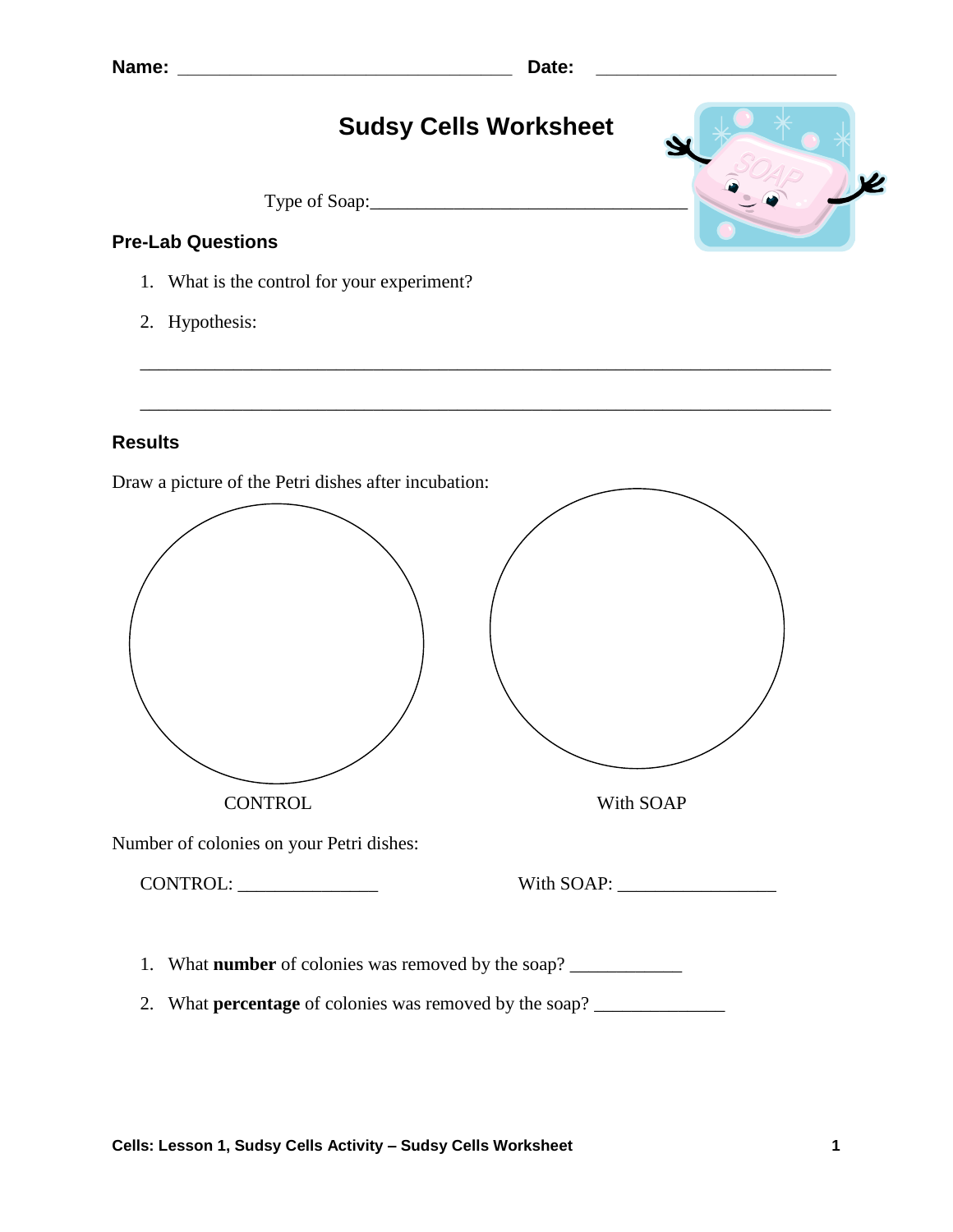**Name:** ______________________________ **Date:** ______________________

# Sudsy Cells Worksheet

Type of Soap:______________________________

## Pre-Lab Questions

1. What is the control for your experiment?
2. Hypothesis:

_______________________________________________________________________

_______________________________________________________________________

## Results

Draw a picture of the Petri dishes after incubation:

CONTROL

With SOAP

Number of colonies on your Petri dishes:

CONTROL: _______________ With SOAP: _________________

1. What **number** of colonies was removed by the soap? ____________
2. What **percentage** of colonies was removed by the soap? ______________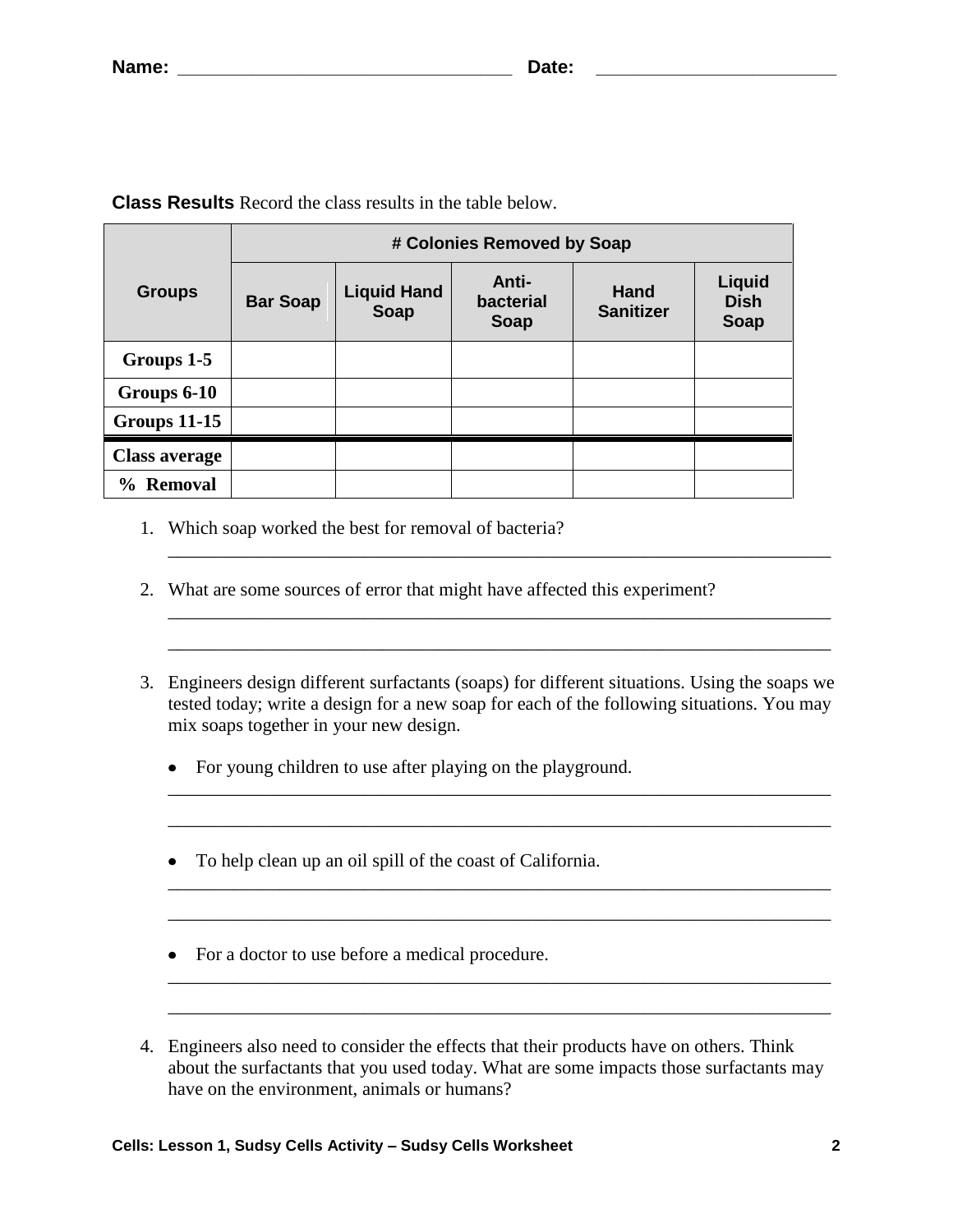Name: ______________________________ Date: ______________________

**Class Results** Record the class results in the table below.

| Groups | # Colonies Removed by Soap | | | | |
|---|---|---|---|---|---|
| | Bar Soap | Liquid Hand Soap | Anti-bacterial Soap | Hand Sanitizer | Liquid Dish Soap |
| **Groups 1-5** | | | | | |
| **Groups 6-10** | | | | | |
| **Groups 11-15** | | | | | |
| **Class average** | | | | | |
| **% Removal** | | | | | |

1. Which soap worked the best for removal of bacteria?
   ________________________________________________________________________

2. What are some sources of error that might have affected this experiment?
   ________________________________________________________________________
   ________________________________________________________________________

3. Engineers design different surfactants (soaps) for different situations. Using the soaps we tested today; write a design for a new soap for each of the following situations. You may mix soaps together in your new design.

   - For young children to use after playing on the playground.
   ________________________________________________________________________
   ________________________________________________________________________

   - To help clean up an oil spill of the coast of California.
   ________________________________________________________________________
   ________________________________________________________________________

   - For a doctor to use before a medical procedure.
   ________________________________________________________________________
   ________________________________________________________________________

4. Engineers also need to consider the effects that their products have on others. Think about the surfactants that you used today. What are some impacts those surfactants may have on the environment, animals or humans?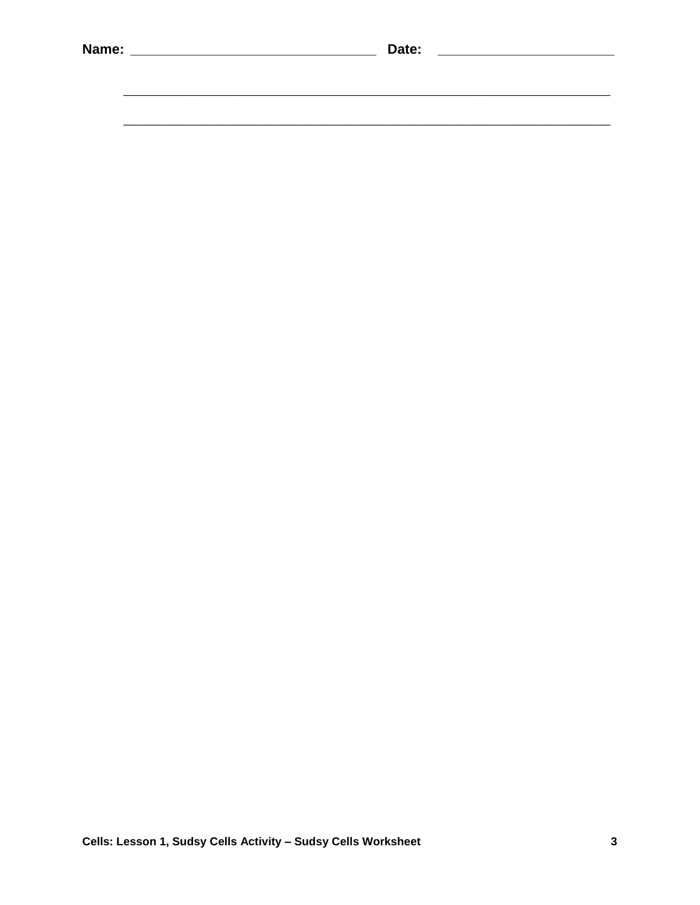**Name:** ________________________________ **Date:** ________________________

________________________________________________________________________

________________________________________________________________________